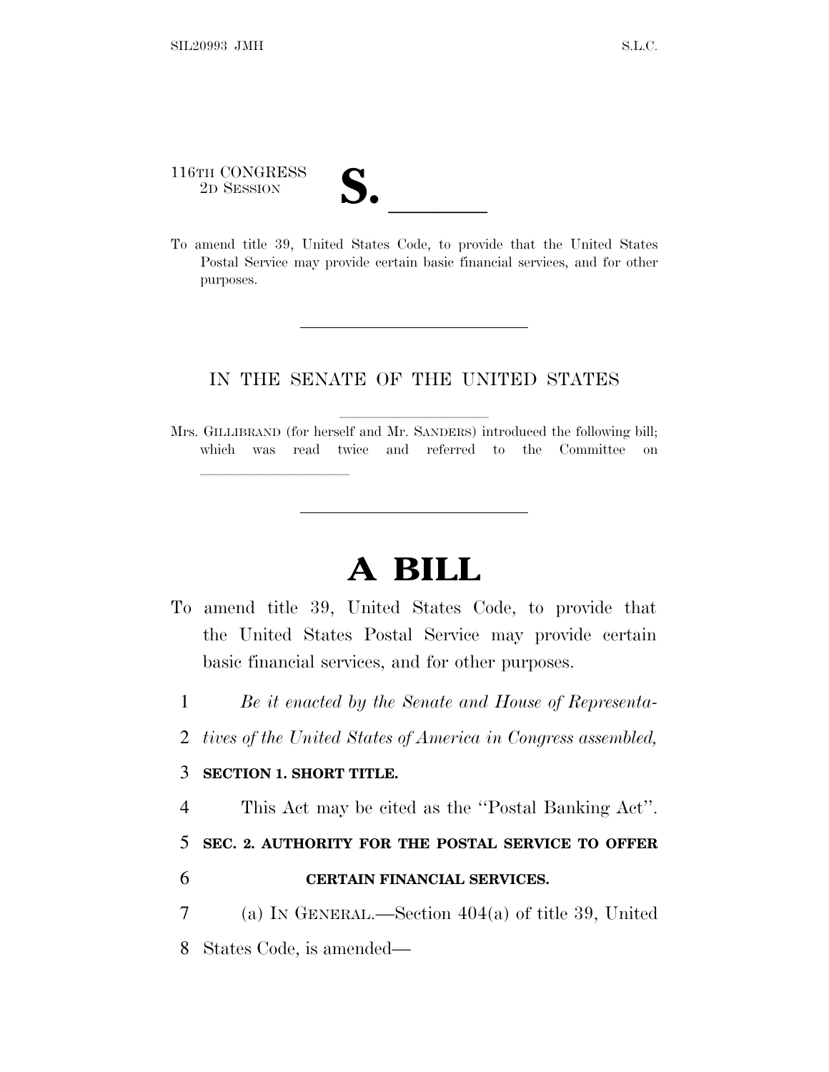116TH CONGRESS
2D SESSION

# S. ______

To amend title 39, United States Code, to provide that the United States Postal Service may provide certain basic financial services, and for other purposes.

---

IN THE SENATE OF THE UNITED STATES

Mrs. GILLIBRAND (for herself and Mr. SANDERS) introduced the following bill; which was read twice and referred to the Committee on ______

---

# A BILL

To amend title 39, United States Code, to provide that the United States Postal Service may provide certain basic financial services, and for other purposes.

1 *Be it enacted by the Senate and House of Representa-*
2 *tives of the United States of America in Congress assembled,*

3 **SECTION 1. SHORT TITLE.**

4 This Act may be cited as the ''Postal Banking Act''.

5 **SEC. 2. AUTHORITY FOR THE POSTAL SERVICE TO OFFER**
6 **CERTAIN FINANCIAL SERVICES.**

7 (a) IN GENERAL.—Section 404(a) of title 39, United
8 States Code, is amended—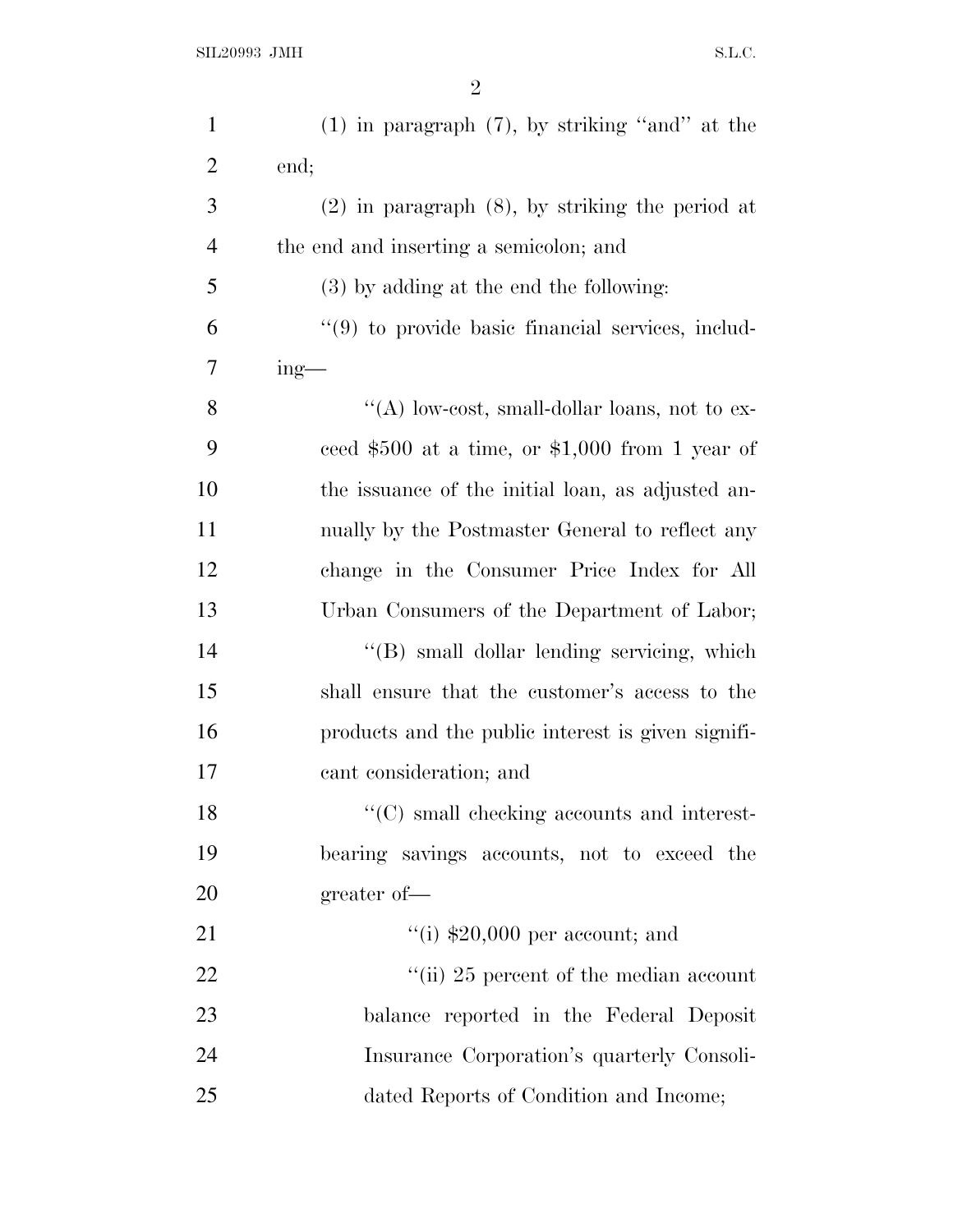(1) in paragraph (7), by striking "and" at the end;

(2) in paragraph (8), by striking the period at the end and inserting a semicolon; and

(3) by adding at the end the following:

"(9) to provide basic financial services, including—

"(A) low-cost, small-dollar loans, not to exceed $500 at a time, or $1,000 from 1 year of the issuance of the initial loan, as adjusted annually by the Postmaster General to reflect any change in the Consumer Price Index for All Urban Consumers of the Department of Labor;

"(B) small dollar lending servicing, which shall ensure that the customer's access to the products and the public interest is given significant consideration; and

"(C) small checking accounts and interest-bearing savings accounts, not to exceed the greater of—

"(i) $20,000 per account; and

"(ii) 25 percent of the median account balance reported in the Federal Deposit Insurance Corporation's quarterly Consolidated Reports of Condition and Income;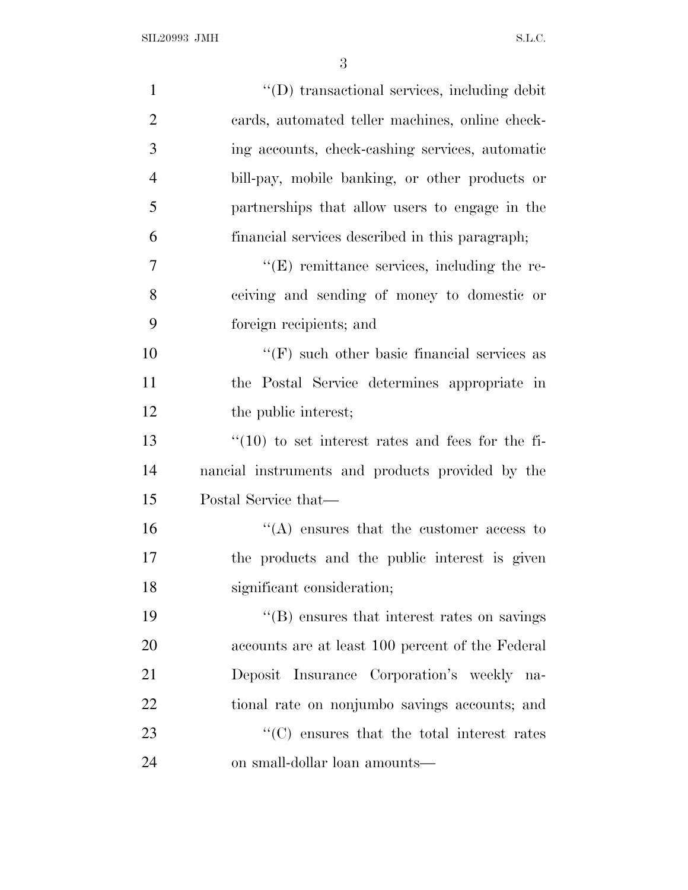''(D) transactional services, including debit cards, automated teller machines, online checking accounts, check-cashing services, automatic bill-pay, mobile banking, or other products or partnerships that allow users to engage in the financial services described in this paragraph;

''(E) remittance services, including the receiving and sending of money to domestic or foreign recipients; and

''(F) such other basic financial services as the Postal Service determines appropriate in the public interest;

''(10) to set interest rates and fees for the financial instruments and products provided by the Postal Service that—

''(A) ensures that the customer access to the products and the public interest is given significant consideration;

''(B) ensures that interest rates on savings accounts are at least 100 percent of the Federal Deposit Insurance Corporation's weekly national rate on nonjumbo savings accounts; and

''(C) ensures that the total interest rates on small-dollar loan amounts—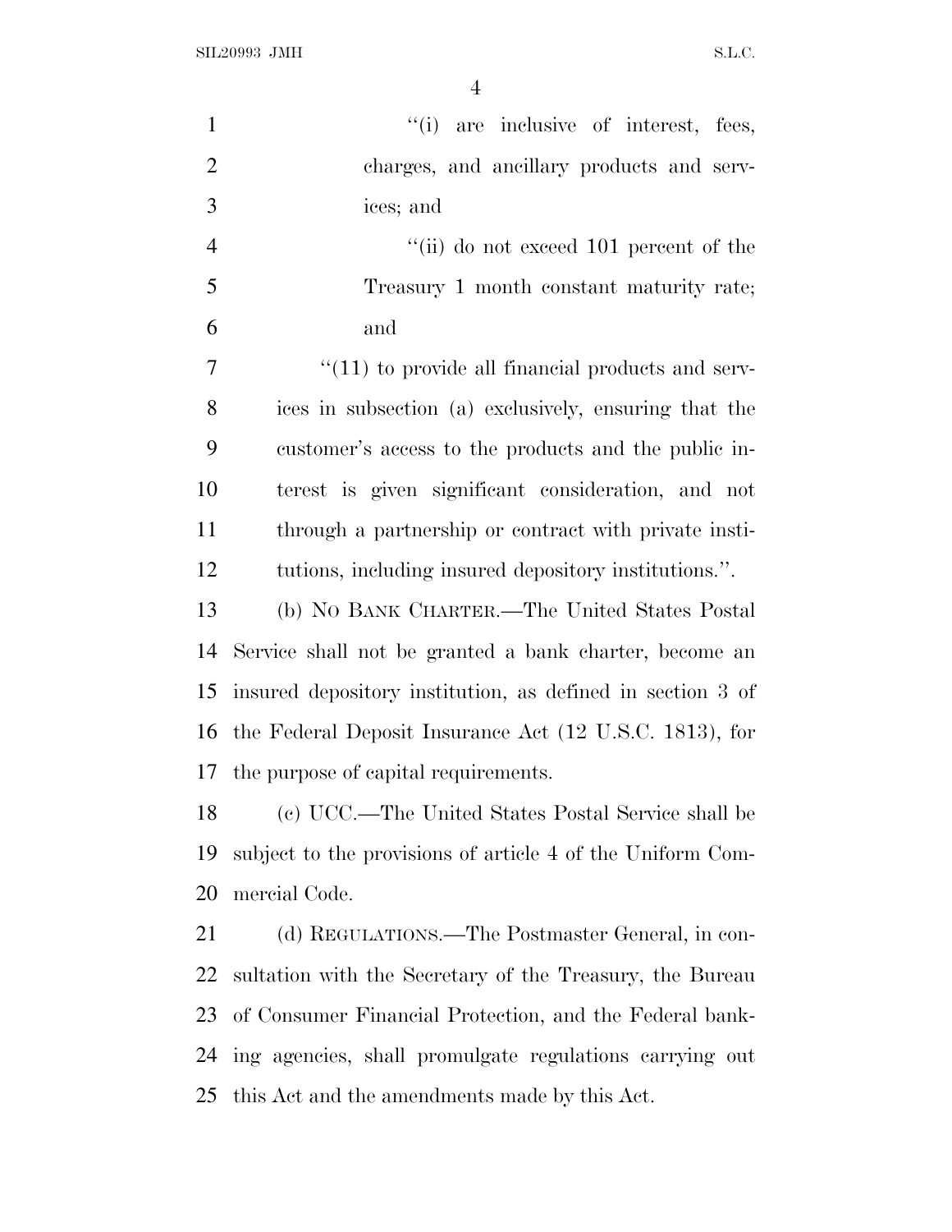"(i) are inclusive of interest, fees, charges, and ancillary products and services; and

"(ii) do not exceed 101 percent of the Treasury 1 month constant maturity rate; and

"(11) to provide all financial products and services in subsection (a) exclusively, ensuring that the customer's access to the products and the public interest is given significant consideration, and not through a partnership or contract with private institutions, including insured depository institutions.".

(b) NO BANK CHARTER.—The United States Postal Service shall not be granted a bank charter, become an insured depository institution, as defined in section 3 of the Federal Deposit Insurance Act (12 U.S.C. 1813), for the purpose of capital requirements.

(c) UCC.—The United States Postal Service shall be subject to the provisions of article 4 of the Uniform Commercial Code.

(d) REGULATIONS.—The Postmaster General, in consultation with the Secretary of the Treasury, the Bureau of Consumer Financial Protection, and the Federal banking agencies, shall promulgate regulations carrying out this Act and the amendments made by this Act.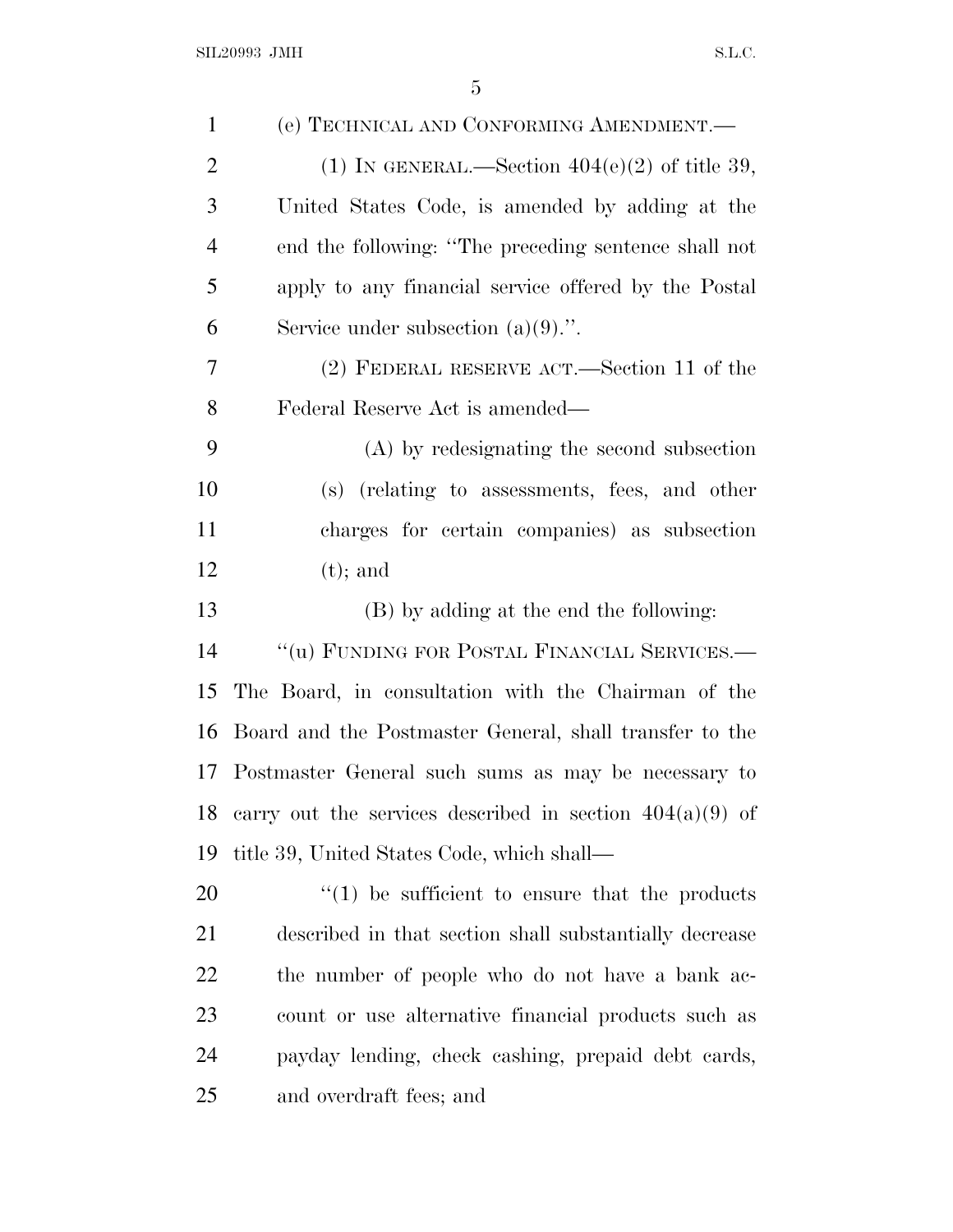(e) TECHNICAL AND CONFORMING AMENDMENT.—

(1) IN GENERAL.—Section 404(e)(2) of title 39, United States Code, is amended by adding at the end the following: "The preceding sentence shall not apply to any financial service offered by the Postal Service under subsection (a)(9).".

(2) FEDERAL RESERVE ACT.—Section 11 of the Federal Reserve Act is amended—

(A) by redesignating the second subsection (s) (relating to assessments, fees, and other charges for certain companies) as subsection (t); and

(B) by adding at the end the following:

"(u) FUNDING FOR POSTAL FINANCIAL SERVICES.—The Board, in consultation with the Chairman of the Board and the Postmaster General, shall transfer to the Postmaster General such sums as may be necessary to carry out the services described in section 404(a)(9) of title 39, United States Code, which shall—

"(1) be sufficient to ensure that the products described in that section shall substantially decrease the number of people who do not have a bank account or use alternative financial products such as payday lending, check cashing, prepaid debt cards, and overdraft fees; and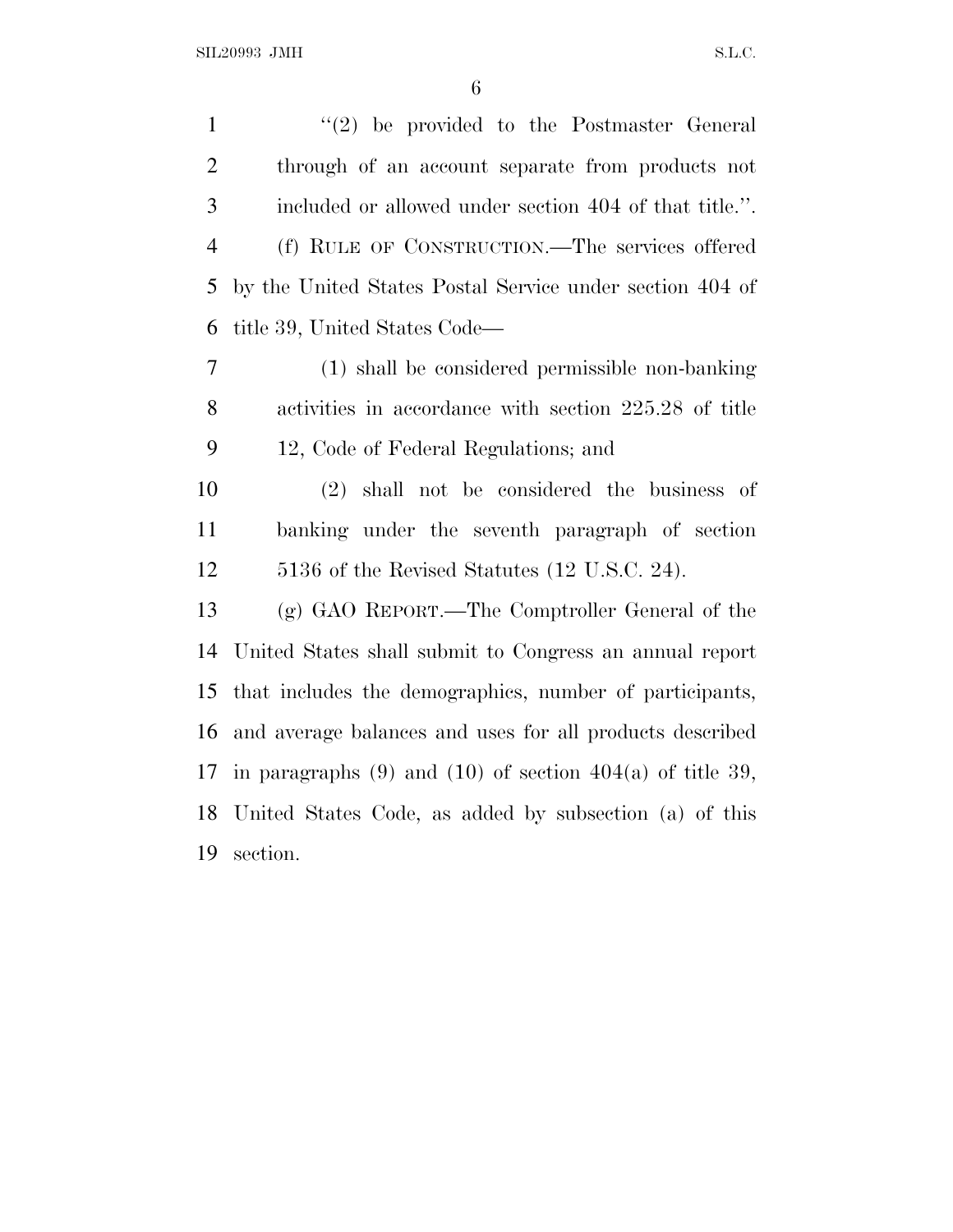"(2) be provided to the Postmaster General through of an account separate from products not included or allowed under section 404 of that title.".

(f) RULE OF CONSTRUCTION.—The services offered by the United States Postal Service under section 404 of title 39, United States Code—

(1) shall be considered permissible non-banking activities in accordance with section 225.28 of title 12, Code of Federal Regulations; and

(2) shall not be considered the business of banking under the seventh paragraph of section 5136 of the Revised Statutes (12 U.S.C. 24).

(g) GAO REPORT.—The Comptroller General of the United States shall submit to Congress an annual report that includes the demographics, number of participants, and average balances and uses for all products described in paragraphs (9) and (10) of section 404(a) of title 39, United States Code, as added by subsection (a) of this section.